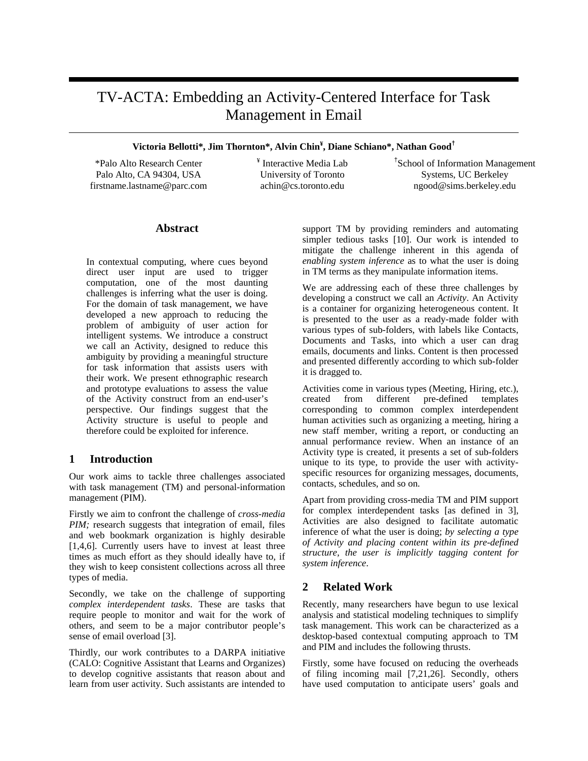# TV-ACTA: Embedding an Activity-Centered Interface for Task Management in Email

**Victoria Bellotti\*, Jim Thornton\*, Alvin Chin¥, Diane Schiano\*, Nathan Good†**

\*Palo Alto Research Center
Palo Alto, CA 94304, USA
firstname.lastname@parc.com

¥ Interactive Media Lab
University of Toronto
achin@cs.toronto.edu

†School of Information Management Systems, UC Berkeley
ngood@sims.berkeley.edu

## Abstract

In contextual computing, where cues beyond direct user input are used to trigger computation, one of the most daunting challenges is inferring what the user is doing. For the domain of task management, we have developed a new approach to reducing the problem of ambiguity of user action for intelligent systems. We introduce a construct we call an Activity, designed to reduce this ambiguity by providing a meaningful structure for task information that assists users with their work. We present ethnographic research and prototype evaluations to assess the value of the Activity construct from an end-user's perspective. Our findings suggest that the Activity structure is useful to people and therefore could be exploited for inference.

## 1 Introduction

Our work aims to tackle three challenges associated with task management (TM) and personal-information management (PIM).

Firstly we aim to confront the challenge of *cross-media PIM;* research suggests that integration of email, files and web bookmark organization is highly desirable [1,4,6]. Currently users have to invest at least three times as much effort as they should ideally have to, if they wish to keep consistent collections across all three types of media.

Secondly, we take on the challenge of supporting *complex interdependent tasks*. These are tasks that require people to monitor and wait for the work of others, and seem to be a major contributor people's sense of email overload [3].

Thirdly, our work contributes to a DARPA initiative (CALO: Cognitive Assistant that Learns and Organizes) to develop cognitive assistants that reason about and learn from user activity. Such assistants are intended to support TM by providing reminders and automating simpler tedious tasks [10]. Our work is intended to mitigate the challenge inherent in this agenda of *enabling system inference* as to what the user is doing in TM terms as they manipulate information items.

We are addressing each of these three challenges by developing a construct we call an *Activity*. An Activity is a container for organizing heterogeneous content. It is presented to the user as a ready-made folder with various types of sub-folders, with labels like Contacts, Documents and Tasks, into which a user can drag emails, documents and links. Content is then processed and presented differently according to which sub-folder it is dragged to.

Activities come in various types (Meeting, Hiring, etc.), created from different pre-defined templates corresponding to common complex interdependent human activities such as organizing a meeting, hiring a new staff member, writing a report, or conducting an annual performance review. When an instance of an Activity type is created, it presents a set of sub-folders unique to its type, to provide the user with activity-specific resources for organizing messages, documents, contacts, schedules, and so on.

Apart from providing cross-media TM and PIM support for complex interdependent tasks [as defined in 3], Activities are also designed to facilitate automatic inference of what the user is doing; *by selecting a type of Activity and placing content within its pre-defined structure, the user is implicitly tagging content for system inference*.

## 2 Related Work

Recently, many researchers have begun to use lexical analysis and statistical modeling techniques to simplify task management. This work can be characterized as a desktop-based contextual computing approach to TM and PIM and includes the following thrusts.

Firstly, some have focused on reducing the overheads of filing incoming mail [7,21,26]. Secondly, others have used computation to anticipate users' goals and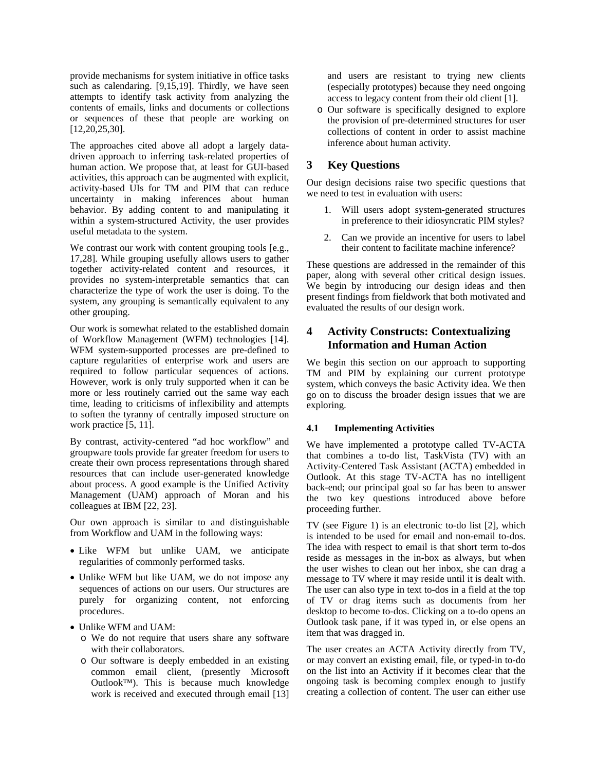provide mechanisms for system initiative in office tasks such as calendaring. [9,15,19]. Thirdly, we have seen attempts to identify task activity from analyzing the contents of emails, links and documents or collections or sequences of these that people are working on [12,20,25,30].

The approaches cited above all adopt a largely data-driven approach to inferring task-related properties of human action. We propose that, at least for GUI-based activities, this approach can be augmented with explicit, activity-based UIs for TM and PIM that can reduce uncertainty in making inferences about human behavior. By adding content to and manipulating it within a system-structured Activity, the user provides useful metadata to the system.

We contrast our work with content grouping tools [e.g., 17,28]. While grouping usefully allows users to gather together activity-related content and resources, it provides no system-interpretable semantics that can characterize the type of work the user is doing. To the system, any grouping is semantically equivalent to any other grouping.

Our work is somewhat related to the established domain of Workflow Management (WFM) technologies [14]. WFM system-supported processes are pre-defined to capture regularities of enterprise work and users are required to follow particular sequences of actions. However, work is only truly supported when it can be more or less routinely carried out the same way each time, leading to criticisms of inflexibility and attempts to soften the tyranny of centrally imposed structure on work practice [5, 11].

By contrast, activity-centered "ad hoc workflow" and groupware tools provide far greater freedom for users to create their own process representations through shared resources that can include user-generated knowledge about process. A good example is the Unified Activity Management (UAM) approach of Moran and his colleagues at IBM [22, 23].

Our own approach is similar to and distinguishable from Workflow and UAM in the following ways:

- Like WFM but unlike UAM, we anticipate regularities of commonly performed tasks.
- Unlike WFM but like UAM, we do not impose any sequences of actions on our users. Our structures are purely for organizing content, not enforcing procedures.
- Unlike WFM and UAM:
  - We do not require that users share any software with their collaborators.
  - Our software is deeply embedded in an existing common email client, (presently Microsoft Outlook™). This is because much knowledge work is received and executed through email [13] and users are resistant to trying new clients (especially prototypes) because they need ongoing access to legacy content from their old client [1].
  - Our software is specifically designed to explore the provision of pre-determined structures for user collections of content in order to assist machine inference about human activity.

## 3 Key Questions

Our design decisions raise two specific questions that we need to test in evaluation with users:

1. Will users adopt system-generated structures in preference to their idiosyncratic PIM styles?
2. Can we provide an incentive for users to label their content to facilitate machine inference?

These questions are addressed in the remainder of this paper, along with several other critical design issues. We begin by introducing our design ideas and then present findings from fieldwork that both motivated and evaluated the results of our design work.

## 4 Activity Constructs: Contextualizing Information and Human Action

We begin this section on our approach to supporting TM and PIM by explaining our current prototype system, which conveys the basic Activity idea. We then go on to discuss the broader design issues that we are exploring.

### 4.1 Implementing Activities

We have implemented a prototype called TV-ACTA that combines a to-do list, TaskVista (TV) with an Activity-Centered Task Assistant (ACTA) embedded in Outlook. At this stage TV-ACTA has no intelligent back-end; our principal goal so far has been to answer the two key questions introduced above before proceeding further.

TV (see Figure 1) is an electronic to-do list [2], which is intended to be used for email and non-email to-dos. The idea with respect to email is that short term to-dos reside as messages in the in-box as always, but when the user wishes to clean out her inbox, she can drag a message to TV where it may reside until it is dealt with. The user can also type in text to-dos in a field at the top of TV or drag items such as documents from her desktop to become to-dos. Clicking on a to-do opens an Outlook task pane, if it was typed in, or else opens an item that was dragged in.

The user creates an ACTA Activity directly from TV, or may convert an existing email, file, or typed-in to-do on the list into an Activity if it becomes clear that the ongoing task is becoming complex enough to justify creating a collection of content. The user can either use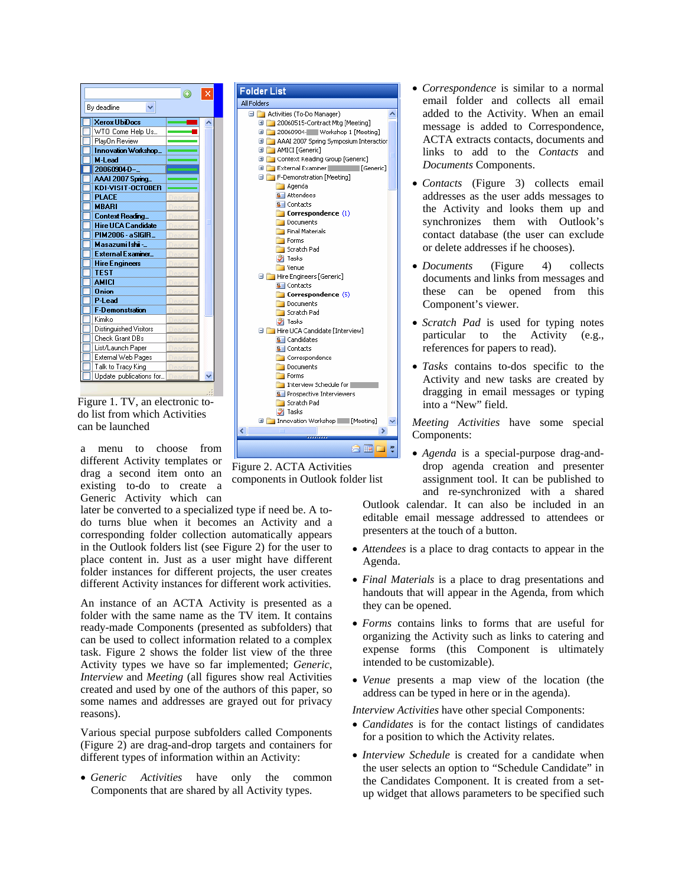Figure 1. TV, an electronic to-do list from which Activities can be launched

Figure 2. ACTA Activities components in Outlook folder list

a menu to choose from different Activity templates or drag a second item onto an existing to-do to create a Generic Activity which can later be converted to a specialized type if need be. A to-do turns blue when it becomes an Activity and a corresponding folder collection automatically appears in the Outlook folders list (see Figure 2) for the user to place content in. Just as a user might have different folder instances for different projects, the user creates different Activity instances for different work activities.

An instance of an ACTA Activity is presented as a folder with the same name as the TV item. It contains ready-made Components (presented as subfolders) that can be used to collect information related to a complex task. Figure 2 shows the folder list view of the three Activity types we have so far implemented; *Generic*, *Interview* and *Meeting* (all figures show real Activities created and used by one of the authors of this paper, so some names and addresses are grayed out for privacy reasons).

Various special purpose subfolders called Components (Figure 2) are drag-and-drop targets and containers for different types of information within an Activity:

- *Generic Activities* have only the common Components that are shared by all Activity types.
- *Correspondence* is similar to a normal email folder and collects all email added to the Activity. When an email message is added to Correspondence, ACTA extracts contacts, documents and links to add to the *Contacts* and *Documents* Components.
- *Contacts* (Figure 3) collects email addresses as the user adds messages to the Activity and looks them up and synchronizes them with Outlook's contact database (the user can exclude or delete addresses if he chooses).
- *Documents* (Figure 4) collects documents and links from messages and these can be opened from this Component's viewer.
- *Scratch Pad* is used for typing notes particular to the Activity (e.g., references for papers to read).
- *Tasks* contains to-dos specific to the Activity and new tasks are created by dragging in email messages or typing into a "New" field.

*Meeting Activities* have some special Components:

- *Agenda* is a special-purpose drag-and-drop agenda creation and presenter assignment tool. It can be published to and re-synchronized with a shared Outlook calendar. It can also be included in an editable email message addressed to attendees or presenters at the touch of a button.
- *Attendees* is a place to drag contacts to appear in the Agenda.
- *Final Materials* is a place to drag presentations and handouts that will appear in the Agenda, from which they can be opened.
- *Forms* contains links to forms that are useful for organizing the Activity such as links to catering and expense forms (this Component is ultimately intended to be customizable).
- *Venue* presents a map view of the location (the address can be typed in here or in the agenda).

*Interview Activities* have other special Components:

- *Candidates* is for the contact listings of candidates for a position to which the Activity relates.
- *Interview Schedule* is created for a candidate when the user selects an option to "Schedule Candidate" in the Candidates Component. It is created from a set-up widget that allows parameters to be specified such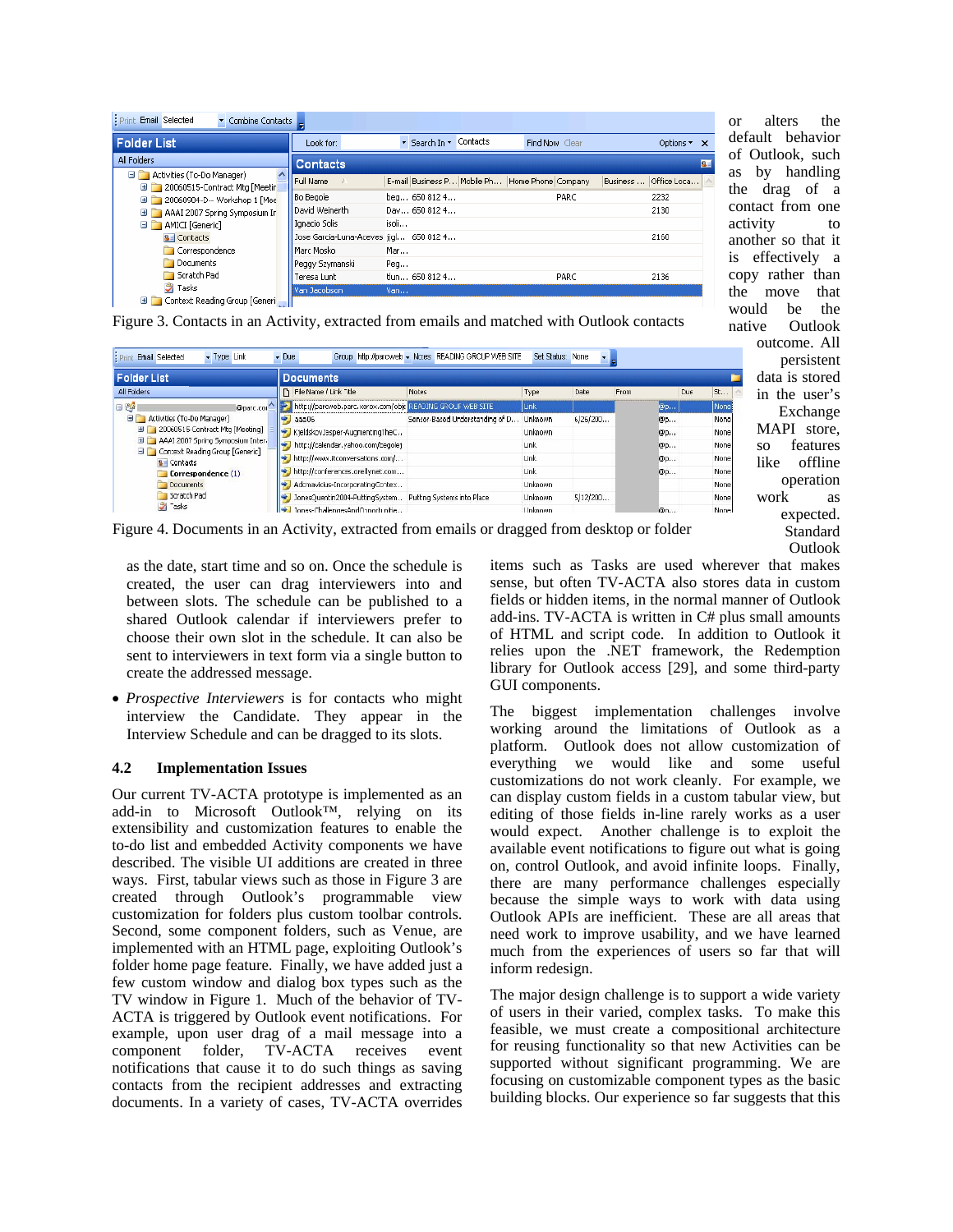Figure 3. Contacts in an Activity, extracted from emails and matched with Outlook contacts

Figure 4. Documents in an Activity, extracted from emails or dragged from desktop or folder

as the date, start time and so on. Once the schedule is created, the user can drag interviewers into and between slots. The schedule can be published to a shared Outlook calendar if interviewers prefer to choose their own slot in the schedule. It can also be sent to interviewers in text form via a single button to create the addressed message.

- *Prospective Interviewers* is for contacts who might interview the Candidate. They appear in the Interview Schedule and can be dragged to its slots.

### 4.2 Implementation Issues

Our current TV-ACTA prototype is implemented as an add-in to Microsoft Outlook™, relying on its extensibility and customization features to enable the to-do list and embedded Activity components we have described. The visible UI additions are created in three ways. First, tabular views such as those in Figure 3 are created through Outlook's programmable view customization for folders plus custom toolbar controls. Second, some component folders, such as Venue, are implemented with an HTML page, exploiting Outlook's folder home page feature. Finally, we have added just a few custom window and dialog box types such as the TV window in Figure 1. Much of the behavior of TV-ACTA is triggered by Outlook event notifications. For example, upon user drag of a mail message into a component folder, TV-ACTA receives event notifications that cause it to do such things as saving contacts from the recipient addresses and extracting documents. In a variety of cases, TV-ACTA overrides or alters the default behavior of Outlook, such as by handling the drag of a contact from one activity to another so that it is effectively a copy rather than the move that would be the native Outlook outcome. All persistent data is stored in the user's Exchange MAPI store, so features like offline operation work as expected. Standard Outlook items such as Tasks are used wherever that makes sense, but often TV-ACTA also stores data in custom fields or hidden items, in the normal manner of Outlook add-ins. TV-ACTA is written in C# plus small amounts of HTML and script code. In addition to Outlook it relies upon the .NET framework, the Redemption library for Outlook access [29], and some third-party GUI components.

The biggest implementation challenges involve working around the limitations of Outlook as a platform. Outlook does not allow customization of everything we would like and some useful customizations do not work cleanly. For example, we can display custom fields in a custom tabular view, but editing of those fields in-line rarely works as a user would expect. Another challenge is to exploit the available event notifications to figure out what is going on, control Outlook, and avoid infinite loops. Finally, there are many performance challenges especially because the simple ways to work with data using Outlook APIs are inefficient. These are all areas that need work to improve usability, and we have learned much from the experiences of users so far that will inform redesign.

The major design challenge is to support a wide variety of users in their varied, complex tasks. To make this feasible, we must create a compositional architecture for reusing functionality so that new Activities can be supported without significant programming. We are focusing on customizable component types as the basic building blocks. Our experience so far suggests that this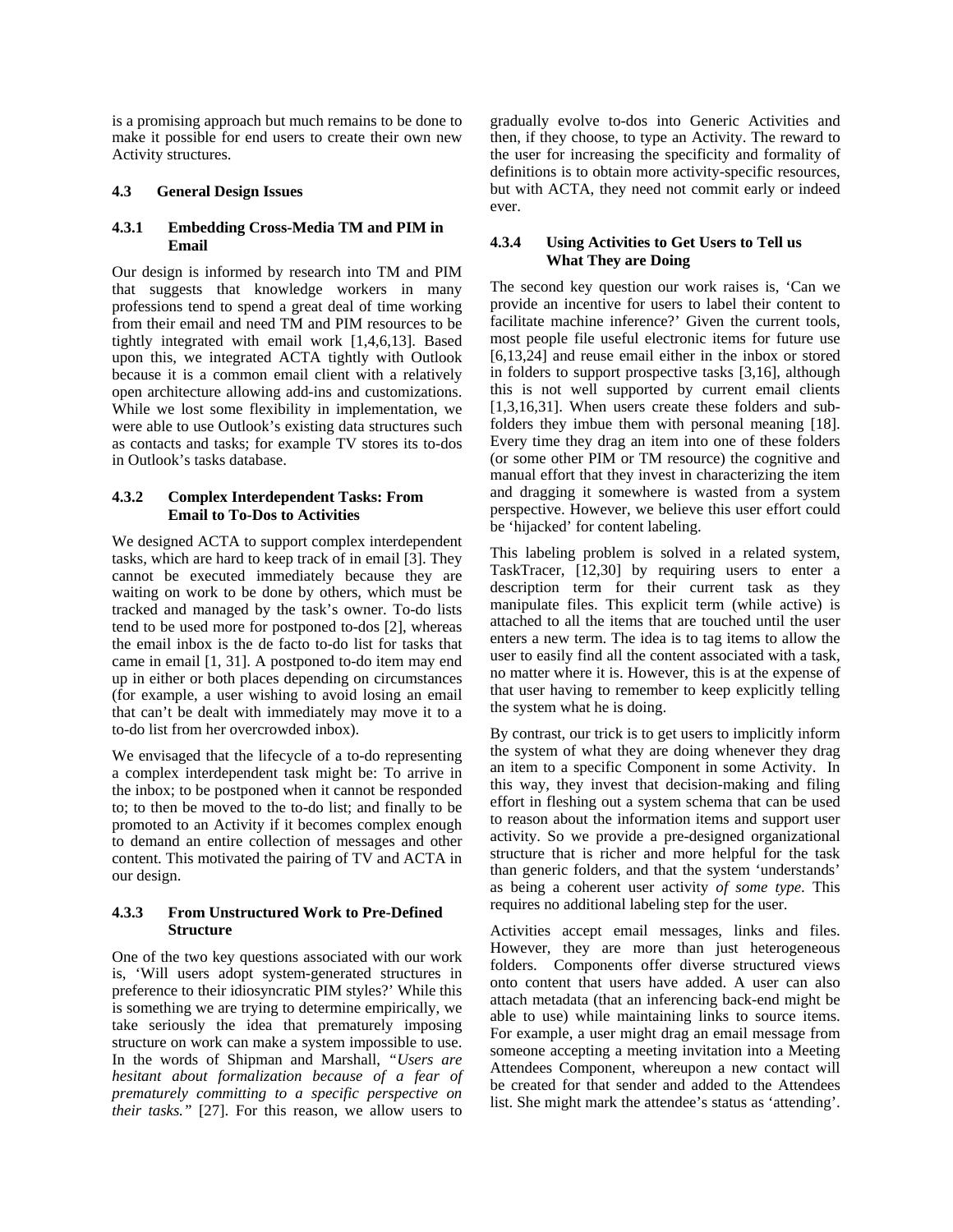is a promising approach but much remains to be done to make it possible for end users to create their own new Activity structures.

### 4.3 General Design Issues

#### 4.3.1 Embedding Cross-Media TM and PIM in Email

Our design is informed by research into TM and PIM that suggests that knowledge workers in many professions tend to spend a great deal of time working from their email and need TM and PIM resources to be tightly integrated with email work [1,4,6,13]. Based upon this, we integrated ACTA tightly with Outlook because it is a common email client with a relatively open architecture allowing add-ins and customizations. While we lost some flexibility in implementation, we were able to use Outlook's existing data structures such as contacts and tasks; for example TV stores its to-dos in Outlook's tasks database.

#### 4.3.2 Complex Interdependent Tasks: From Email to To-Dos to Activities

We designed ACTA to support complex interdependent tasks, which are hard to keep track of in email [3]. They cannot be executed immediately because they are waiting on work to be done by others, which must be tracked and managed by the task's owner. To-do lists tend to be used more for postponed to-dos [2], whereas the email inbox is the de facto to-do list for tasks that came in email [1, 31]. A postponed to-do item may end up in either or both places depending on circumstances (for example, a user wishing to avoid losing an email that can't be dealt with immediately may move it to a to-do list from her overcrowded inbox).

We envisaged that the lifecycle of a to-do representing a complex interdependent task might be: To arrive in the inbox; to be postponed when it cannot be responded to; to then be moved to the to-do list; and finally to be promoted to an Activity if it becomes complex enough to demand an entire collection of messages and other content. This motivated the pairing of TV and ACTA in our design.

#### 4.3.3 From Unstructured Work to Pre-Defined Structure

One of the two key questions associated with our work is, 'Will users adopt system-generated structures in preference to their idiosyncratic PIM styles?' While this is something we are trying to determine empirically, we take seriously the idea that prematurely imposing structure on work can make a system impossible to use. In the words of Shipman and Marshall, *"Users are hesitant about formalization because of a fear of prematurely committing to a specific perspective on their tasks."* [27]. For this reason, we allow users to gradually evolve to-dos into Generic Activities and then, if they choose, to type an Activity. The reward to the user for increasing the specificity and formality of definitions is to obtain more activity-specific resources, but with ACTA, they need not commit early or indeed ever.

#### 4.3.4 Using Activities to Get Users to Tell us What They are Doing

The second key question our work raises is, 'Can we provide an incentive for users to label their content to facilitate machine inference?' Given the current tools, most people file useful electronic items for future use [6,13,24] and reuse email either in the inbox or stored in folders to support prospective tasks [3,16], although this is not well supported by current email clients [1,3,16,31]. When users create these folders and sub-folders they imbue them with personal meaning [18]. Every time they drag an item into one of these folders (or some other PIM or TM resource) the cognitive and manual effort that they invest in characterizing the item and dragging it somewhere is wasted from a system perspective. However, we believe this user effort could be 'hijacked' for content labeling.

This labeling problem is solved in a related system, TaskTracer, [12,30] by requiring users to enter a description term for their current task as they manipulate files. This explicit term (while active) is attached to all the items that are touched until the user enters a new term. The idea is to tag items to allow the user to easily find all the content associated with a task, no matter where it is. However, this is at the expense of that user having to remember to keep explicitly telling the system what he is doing.

By contrast, our trick is to get users to implicitly inform the system of what they are doing whenever they drag an item to a specific Component in some Activity. In this way, they invest that decision-making and filing effort in fleshing out a system schema that can be used to reason about the information items and support user activity. So we provide a pre-designed organizational structure that is richer and more helpful for the task than generic folders, and that the system 'understands' as being a coherent user activity *of some type*. This requires no additional labeling step for the user.

Activities accept email messages, links and files. However, they are more than just heterogeneous folders. Components offer diverse structured views onto content that users have added. A user can also attach metadata (that an inferencing back-end might be able to use) while maintaining links to source items. For example, a user might drag an email message from someone accepting a meeting invitation into a Meeting Attendees Component, whereupon a new contact will be created for that sender and added to the Attendees list. She might mark the attendee's status as 'attending'.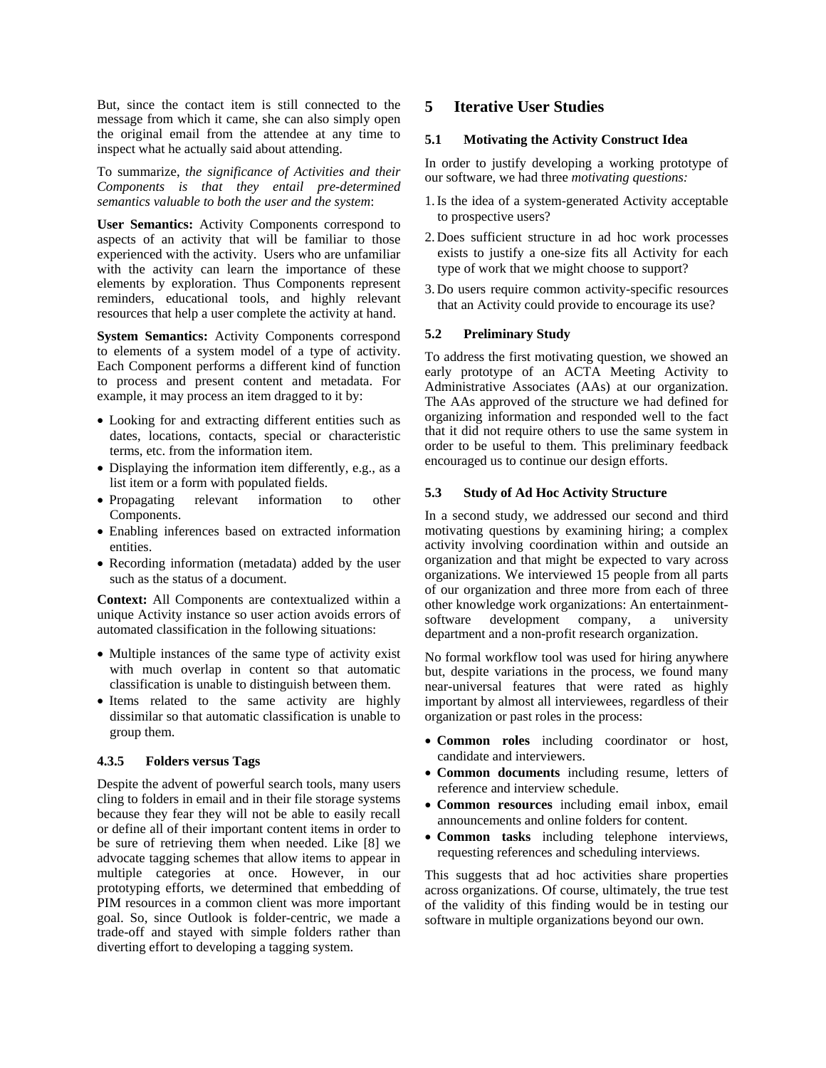But, since the contact item is still connected to the message from which it came, she can also simply open the original email from the attendee at any time to inspect what he actually said about attending.

To summarize, *the significance of Activities and their Components is that they entail pre-determined semantics valuable to both the user and the system*:

**User Semantics:** Activity Components correspond to aspects of an activity that will be familiar to those experienced with the activity. Users who are unfamiliar with the activity can learn the importance of these elements by exploration. Thus Components represent reminders, educational tools, and highly relevant resources that help a user complete the activity at hand.

**System Semantics:** Activity Components correspond to elements of a system model of a type of activity. Each Component performs a different kind of function to process and present content and metadata. For example, it may process an item dragged to it by:

- Looking for and extracting different entities such as dates, locations, contacts, special or characteristic terms, etc. from the information item.
- Displaying the information item differently, e.g., as a list item or a form with populated fields.
- Propagating relevant information to other Components.
- Enabling inferences based on extracted information entities.
- Recording information (metadata) added by the user such as the status of a document.

**Context:** All Components are contextualized within a unique Activity instance so user action avoids errors of automated classification in the following situations:

- Multiple instances of the same type of activity exist with much overlap in content so that automatic classification is unable to distinguish between them.
- Items related to the same activity are highly dissimilar so that automatic classification is unable to group them.

#### 4.3.5 Folders versus Tags

Despite the advent of powerful search tools, many users cling to folders in email and in their file storage systems because they fear they will not be able to easily recall or define all of their important content items in order to be sure of retrieving them when needed. Like [8] we advocate tagging schemes that allow items to appear in multiple categories at once. However, in our prototyping efforts, we determined that embedding of PIM resources in a common client was more important goal. So, since Outlook is folder-centric, we made a trade-off and stayed with simple folders rather than diverting effort to developing a tagging system.

## 5 Iterative User Studies

### 5.1 Motivating the Activity Construct Idea

In order to justify developing a working prototype of our software, we had three *motivating questions:*

1. Is the idea of a system-generated Activity acceptable to prospective users?
2. Does sufficient structure in ad hoc work processes exists to justify a one-size fits all Activity for each type of work that we might choose to support?
3. Do users require common activity-specific resources that an Activity could provide to encourage its use?

### 5.2 Preliminary Study

To address the first motivating question, we showed an early prototype of an ACTA Meeting Activity to Administrative Associates (AAs) at our organization. The AAs approved of the structure we had defined for organizing information and responded well to the fact that it did not require others to use the same system in order to be useful to them. This preliminary feedback encouraged us to continue our design efforts.

### 5.3 Study of Ad Hoc Activity Structure

In a second study, we addressed our second and third motivating questions by examining hiring; a complex activity involving coordination within and outside an organization and that might be expected to vary across organizations. We interviewed 15 people from all parts of our organization and three more from each of three other knowledge work organizations: An entertainment-software development company, a university department and a non-profit research organization.

No formal workflow tool was used for hiring anywhere but, despite variations in the process, we found many near-universal features that were rated as highly important by almost all interviewees, regardless of their organization or past roles in the process:

- **Common roles** including coordinator or host, candidate and interviewers.
- **Common documents** including resume, letters of reference and interview schedule.
- **Common resources** including email inbox, email announcements and online folders for content.
- **Common tasks** including telephone interviews, requesting references and scheduling interviews.

This suggests that ad hoc activities share properties across organizations. Of course, ultimately, the true test of the validity of this finding would be in testing our software in multiple organizations beyond our own.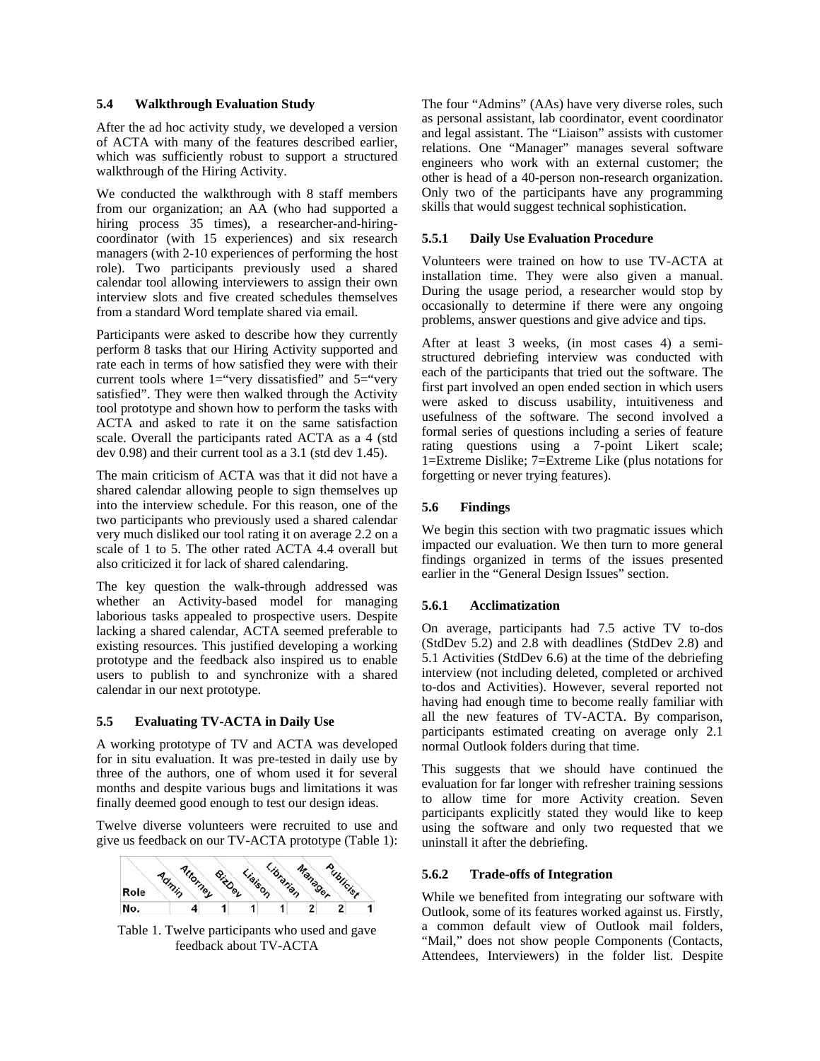### 5.4 Walkthrough Evaluation Study

After the ad hoc activity study, we developed a version of ACTA with many of the features described earlier, which was sufficiently robust to support a structured walkthrough of the Hiring Activity.

We conducted the walkthrough with 8 staff members from our organization; an AA (who had supported a hiring process 35 times), a researcher-and-hiring-coordinator (with 15 experiences) and six research managers (with 2-10 experiences of performing the host role). Two participants previously used a shared calendar tool allowing interviewers to assign their own interview slots and five created schedules themselves from a standard Word template shared via email.

Participants were asked to describe how they currently perform 8 tasks that our Hiring Activity supported and rate each in terms of how satisfied they were with their current tools where 1="very dissatisfied" and 5="very satisfied". They were then walked through the Activity tool prototype and shown how to perform the tasks with ACTA and asked to rate it on the same satisfaction scale. Overall the participants rated ACTA as a 4 (std dev 0.98) and their current tool as a 3.1 (std dev 1.45).

The main criticism of ACTA was that it did not have a shared calendar allowing people to sign themselves up into the interview schedule. For this reason, one of the two participants who previously used a shared calendar very much disliked our tool rating it on average 2.2 on a scale of 1 to 5. The other rated ACTA 4.4 overall but also criticized it for lack of shared calendaring.

The key question the walk-through addressed was whether an Activity-based model for managing laborious tasks appealed to prospective users. Despite lacking a shared calendar, ACTA seemed preferable to existing resources. This justified developing a working prototype and the feedback also inspired us to enable users to publish to and synchronize with a shared calendar in our next prototype.

### 5.5 Evaluating TV-ACTA in Daily Use

A working prototype of TV and ACTA was developed for in situ evaluation. It was pre-tested in daily use by three of the authors, one of whom used it for several months and despite various bugs and limitations it was finally deemed good enough to test our design ideas.

Twelve diverse volunteers were recruited to use and give us feedback on our TV-ACTA prototype (Table 1):

| Role | Admin | Attorney | BizDev | Liaison | Librarian | Manager | Publicist |
|---|---|---|---|---|---|---|---|
| No. | 4 | 1 | 1 | 1 | 2 | 2 | 1 |

Table 1. Twelve participants who used and gave feedback about TV-ACTA

The four "Admins" (AAs) have very diverse roles, such as personal assistant, lab coordinator, event coordinator and legal assistant. The "Liaison" assists with customer relations. One "Manager" manages several software engineers who work with an external customer; the other is head of a 40-person non-research organization. Only two of the participants have any programming skills that would suggest technical sophistication.

#### 5.5.1 Daily Use Evaluation Procedure

Volunteers were trained on how to use TV-ACTA at installation time. They were also given a manual. During the usage period, a researcher would stop by occasionally to determine if there were any ongoing problems, answer questions and give advice and tips.

After at least 3 weeks, (in most cases 4) a semi-structured debriefing interview was conducted with each of the participants that tried out the software. The first part involved an open ended section in which users were asked to discuss usability, intuitiveness and usefulness of the software. The second involved a formal series of questions including a series of feature rating questions using a 7-point Likert scale; 1=Extreme Dislike; 7=Extreme Like (plus notations for forgetting or never trying features).

### 5.6 Findings

We begin this section with two pragmatic issues which impacted our evaluation. We then turn to more general findings organized in terms of the issues presented earlier in the "General Design Issues" section.

#### 5.6.1 Acclimatization

On average, participants had 7.5 active TV to-dos (StdDev 5.2) and 2.8 with deadlines (StdDev 2.8) and 5.1 Activities (StdDev 6.6) at the time of the debriefing interview (not including deleted, completed or archived to-dos and Activities). However, several reported not having had enough time to become really familiar with all the new features of TV-ACTA. By comparison, participants estimated creating on average only 2.1 normal Outlook folders during that time.

This suggests that we should have continued the evaluation for far longer with refresher training sessions to allow time for more Activity creation. Seven participants explicitly stated they would like to keep using the software and only two requested that we uninstall it after the debriefing.

#### 5.6.2 Trade-offs of Integration

While we benefited from integrating our software with Outlook, some of its features worked against us. Firstly, a common default view of Outlook mail folders, "Mail," does not show people Components (Contacts, Attendees, Interviewers) in the folder list. Despite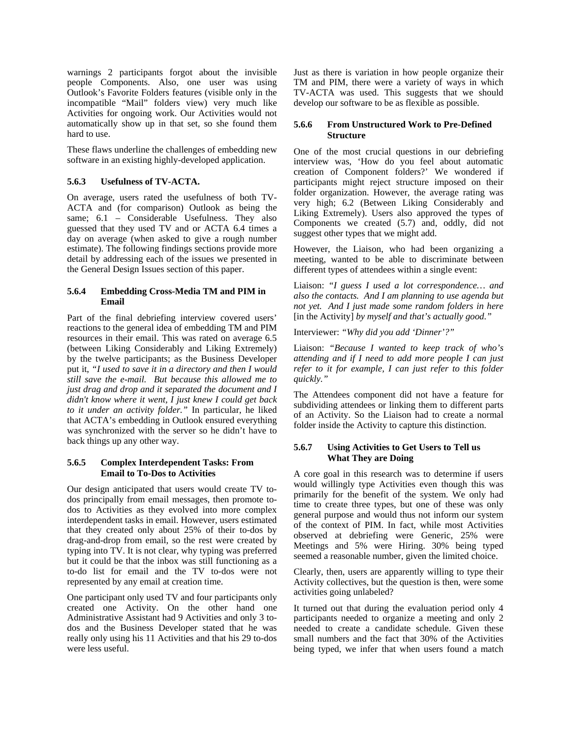warnings 2 participants forgot about the invisible people Components. Also, one user was using Outlook's Favorite Folders features (visible only in the incompatible "Mail" folders view) very much like Activities for ongoing work. Our Activities would not automatically show up in that set, so she found them hard to use.

These flaws underline the challenges of embedding new software in an existing highly-developed application.

#### 5.6.3 Usefulness of TV-ACTA.

On average, users rated the usefulness of both TV-ACTA and (for comparison) Outlook as being the same; 6.1 – Considerable Usefulness. They also guessed that they used TV and or ACTA 6.4 times a day on average (when asked to give a rough number estimate). The following findings sections provide more detail by addressing each of the issues we presented in the General Design Issues section of this paper.

#### 5.6.4 Embedding Cross-Media TM and PIM in Email

Part of the final debriefing interview covered users' reactions to the general idea of embedding TM and PIM resources in their email. This was rated on average 6.5 (between Liking Considerably and Liking Extremely) by the twelve participants; as the Business Developer put it, *"I used to save it in a directory and then I would still save the e-mail. But because this allowed me to just drag and drop and it separated the document and I didn't know where it went, I just knew I could get back to it under an activity folder."* In particular, he liked that ACTA's embedding in Outlook ensured everything was synchronized with the server so he didn't have to back things up any other way.

#### 5.6.5 Complex Interdependent Tasks: From Email to To-Dos to Activities

Our design anticipated that users would create TV to-dos principally from email messages, then promote to-dos to Activities as they evolved into more complex interdependent tasks in email. However, users estimated that they created only about 25% of their to-dos by drag-and-drop from email, so the rest were created by typing into TV. It is not clear, why typing was preferred but it could be that the inbox was still functioning as a to-do list for email and the TV to-dos were not represented by any email at creation time.

One participant only used TV and four participants only created one Activity. On the other hand one Administrative Assistant had 9 Activities and only 3 to-dos and the Business Developer stated that he was really only using his 11 Activities and that his 29 to-dos were less useful.

Just as there is variation in how people organize their TM and PIM, there were a variety of ways in which TV-ACTA was used. This suggests that we should develop our software to be as flexible as possible.

#### 5.6.6 From Unstructured Work to Pre-Defined Structure

One of the most crucial questions in our debriefing interview was, 'How do you feel about automatic creation of Component folders?' We wondered if participants might reject structure imposed on their folder organization. However, the average rating was very high; 6.2 (Between Liking Considerably and Liking Extremely). Users also approved the types of Components we created (5.7) and, oddly, did not suggest other types that we might add.

However, the Liaison, who had been organizing a meeting, wanted to be able to discriminate between different types of attendees within a single event:

Liaison: *"I guess I used a lot correspondence… and also the contacts. And I am planning to use agenda but not yet. And I just made some random folders in here* [in the Activity] *by myself and that's actually good."*

Interviewer: *"Why did you add 'Dinner'?"*

Liaison: *"Because I wanted to keep track of who's attending and if I need to add more people I can just refer to it for example, I can just refer to this folder quickly."*

The Attendees component did not have a feature for subdividing attendees or linking them to different parts of an Activity. So the Liaison had to create a normal folder inside the Activity to capture this distinction.

#### 5.6.7 Using Activities to Get Users to Tell us What They are Doing

A core goal in this research was to determine if users would willingly type Activities even though this was primarily for the benefit of the system. We only had time to create three types, but one of these was only general purpose and would thus not inform our system of the context of PIM. In fact, while most Activities observed at debriefing were Generic, 25% were Meetings and 5% were Hiring. 30% being typed seemed a reasonable number, given the limited choice.

Clearly, then, users are apparently willing to type their Activity collectives, but the question is then, were some activities going unlabeled?

It turned out that during the evaluation period only 4 participants needed to organize a meeting and only 2 needed to create a candidate schedule. Given these small numbers and the fact that 30% of the Activities being typed, we infer that when users found a match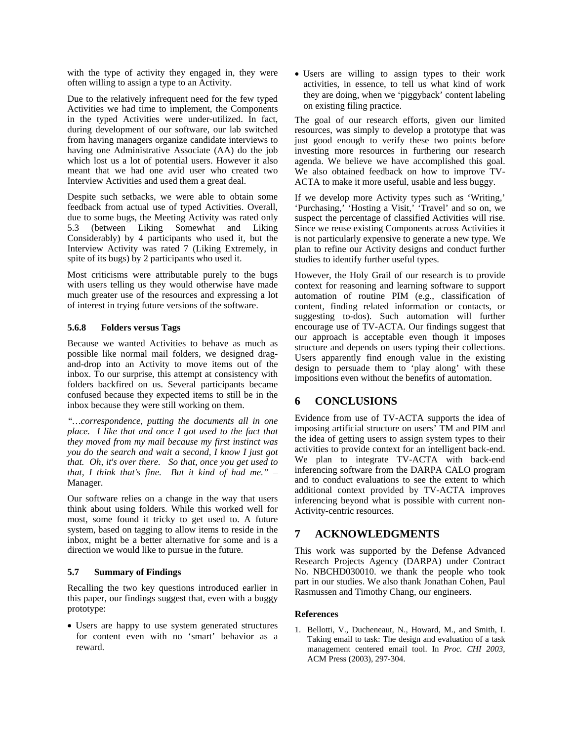with the type of activity they engaged in, they were often willing to assign a type to an Activity.

Due to the relatively infrequent need for the few typed Activities we had time to implement, the Components in the typed Activities were under-utilized. In fact, during development of our software, our lab switched from having managers organize candidate interviews to having one Administrative Associate (AA) do the job which lost us a lot of potential users. However it also meant that we had one avid user who created two Interview Activities and used them a great deal.

Despite such setbacks, we were able to obtain some feedback from actual use of typed Activities. Overall, due to some bugs, the Meeting Activity was rated only 5.3 (between Liking Somewhat and Liking Considerably) by 4 participants who used it, but the Interview Activity was rated 7 (Liking Extremely, in spite of its bugs) by 2 participants who used it.

Most criticisms were attributable purely to the bugs with users telling us they would otherwise have made much greater use of the resources and expressing a lot of interest in trying future versions of the software.

#### 5.6.8 Folders versus Tags

Because we wanted Activities to behave as much as possible like normal mail folders, we designed drag-and-drop into an Activity to move items out of the inbox. To our surprise, this attempt at consistency with folders backfired on us. Several participants became confused because they expected items to still be in the inbox because they were still working on them.

*"…correspondence, putting the documents all in one place. I like that and once I got used to the fact that they moved from my mail because my first instinct was you do the search and wait a second, I know I just got that. Oh, it's over there. So that, once you get used to that, I think that's fine. But it kind of had me."* – Manager.

Our software relies on a change in the way that users think about using folders. While this worked well for most, some found it tricky to get used to. A future system, based on tagging to allow items to reside in the inbox, might be a better alternative for some and is a direction we would like to pursue in the future.

### 5.7 Summary of Findings

Recalling the two key questions introduced earlier in this paper, our findings suggest that, even with a buggy prototype:

- Users are happy to use system generated structures for content even with no 'smart' behavior as a reward.
- Users are willing to assign types to their work activities, in essence, to tell us what kind of work they are doing, when we 'piggyback' content labeling on existing filing practice.

The goal of our research efforts, given our limited resources, was simply to develop a prototype that was just good enough to verify these two points before investing more resources in furthering our research agenda. We believe we have accomplished this goal. We also obtained feedback on how to improve TV-ACTA to make it more useful, usable and less buggy.

If we develop more Activity types such as 'Writing,' 'Purchasing,' 'Hosting a Visit,' 'Travel' and so on, we suspect the percentage of classified Activities will rise. Since we reuse existing Components across Activities it is not particularly expensive to generate a new type. We plan to refine our Activity designs and conduct further studies to identify further useful types.

However, the Holy Grail of our research is to provide context for reasoning and learning software to support automation of routine PIM (e.g., classification of content, finding related information or contacts, or suggesting to-dos). Such automation will further encourage use of TV-ACTA. Our findings suggest that our approach is acceptable even though it imposes structure and depends on users typing their collections. Users apparently find enough value in the existing design to persuade them to 'play along' with these impositions even without the benefits of automation.

## 6 CONCLUSIONS

Evidence from use of TV-ACTA supports the idea of imposing artificial structure on users' TM and PIM and the idea of getting users to assign system types to their activities to provide context for an intelligent back-end. We plan to integrate TV-ACTA with back-end inferencing software from the DARPA CALO program and to conduct evaluations to see the extent to which additional context provided by TV-ACTA improves inferencing beyond what is possible with current non-Activity-centric resources.

## 7 ACKNOWLEDGMENTS

This work was supported by the Defense Advanced Research Projects Agency (DARPA) under Contract No. NBCHD030010. we thank the people who took part in our studies. We also thank Jonathan Cohen, Paul Rasmussen and Timothy Chang, our engineers.

### References

1. Bellotti, V., Ducheneaut, N., Howard, M., and Smith, I. Taking email to task: The design and evaluation of a task management centered email tool. In *Proc. CHI 2003*, ACM Press (2003), 297-304.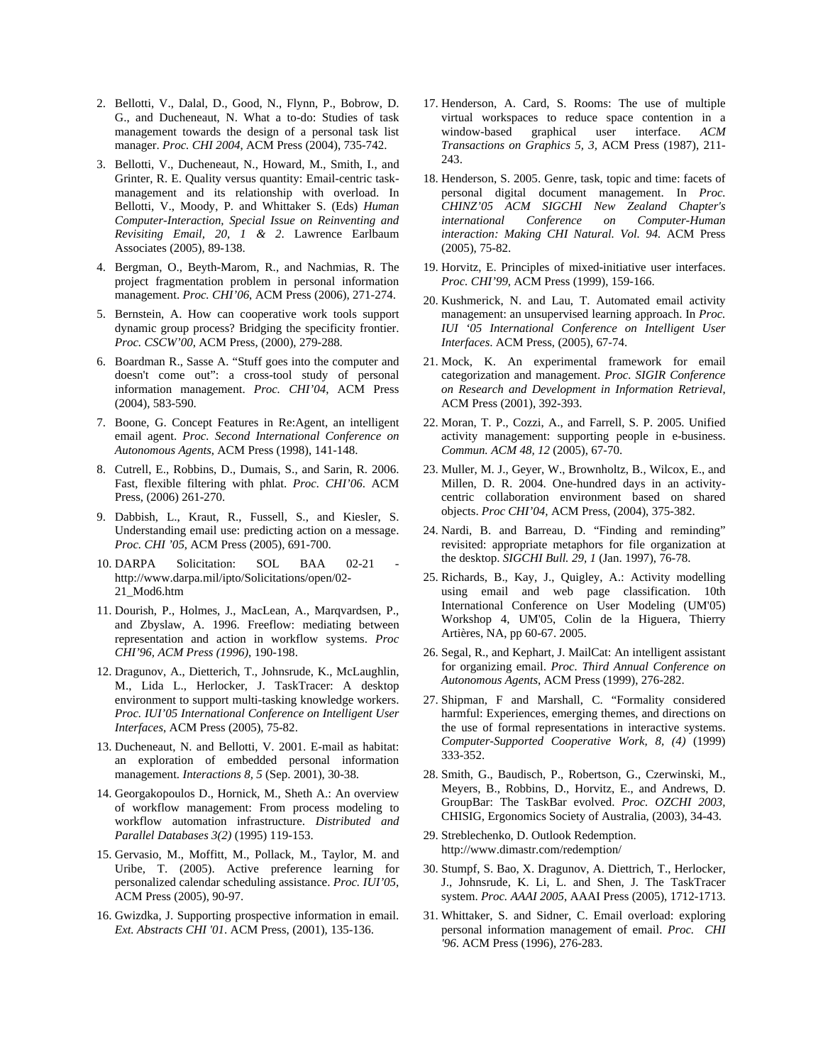2. Bellotti, V., Dalal, D., Good, N., Flynn, P., Bobrow, D. G., and Ducheneaut, N. What a to-do: Studies of task management towards the design of a personal task list manager. *Proc. CHI 2004*, ACM Press (2004), 735-742.

3. Bellotti, V., Ducheneaut, N., Howard, M., Smith, I., and Grinter, R. E. Quality versus quantity: Email-centric task-management and its relationship with overload. In Bellotti, V., Moody, P. and Whittaker S. (Eds) *Human Computer-Interaction, Special Issue on Reinventing and Revisiting Email, 20, 1 & 2*. Lawrence Earlbaum Associates (2005), 89-138.

4. Bergman, O., Beyth-Marom, R., and Nachmias, R. The project fragmentation problem in personal information management. *Proc. CHI'06*, ACM Press (2006), 271-274.

5. Bernstein, A. How can cooperative work tools support dynamic group process? Bridging the specificity frontier. *Proc. CSCW'00*, ACM Press, (2000), 279-288.

6. Boardman R., Sasse A. "Stuff goes into the computer and doesn't come out": a cross-tool study of personal information management. *Proc. CHI'04*, ACM Press (2004), 583-590.

7. Boone, G. Concept Features in Re:Agent, an intelligent email agent. *Proc. Second International Conference on Autonomous Agents*, ACM Press (1998), 141-148.

8. Cutrell, E., Robbins, D., Dumais, S., and Sarin, R. 2006. Fast, flexible filtering with phlat. *Proc. CHI'06*. ACM Press, (2006) 261-270.

9. Dabbish, L., Kraut, R., Fussell, S., and Kiesler, S. Understanding email use: predicting action on a message. *Proc. CHI '05*, ACM Press (2005), 691-700.

10. DARPA Solicitation: SOL BAA 02-21 - http://www.darpa.mil/ipto/Solicitations/open/02-21_Mod6.htm

11. Dourish, P., Holmes, J., MacLean, A., Marqvardsen, P., and Zbyslaw, A. 1996. Freeflow: mediating between representation and action in workflow systems. *Proc CHI'96, ACM Press (1996)*, 190-198.

12. Dragunov, A., Dietterich, T., Johnsrude, K., McLaughlin, M., Lida L., Herlocker, J. TaskTracer: A desktop environment to support multi-tasking knowledge workers. *Proc. IUI'05 International Conference on Intelligent User Interfaces*, ACM Press (2005), 75-82.

13. Ducheneaut, N. and Bellotti, V. 2001. E-mail as habitat: an exploration of embedded personal information management. *Interactions 8, 5* (Sep. 2001), 30-38.

14. Georgakopoulos D., Hornick, M., Sheth A.: An overview of workflow management: From process modeling to workflow automation infrastructure. *Distributed and Parallel Databases 3(2)* (1995) 119-153.

15. Gervasio, M., Moffitt, M., Pollack, M., Taylor, M. and Uribe, T. (2005). Active preference learning for personalized calendar scheduling assistance. *Proc. IUI'05*, ACM Press (2005), 90-97.

16. Gwizdka, J. Supporting prospective information in email. *Ext. Abstracts CHI '01*. ACM Press, (2001), 135-136.

17. Henderson, A. Card, S. Rooms: The use of multiple virtual workspaces to reduce space contention in a window-based graphical user interface. *ACM Transactions on Graphics 5, 3*, ACM Press (1987), 211-243.

18. Henderson, S. 2005. Genre, task, topic and time: facets of personal digital document management. In *Proc. CHINZ'05 ACM SIGCHI New Zealand Chapter's international Conference on Computer-Human interaction: Making CHI Natural. Vol. 94.* ACM Press (2005), 75-82.

19. Horvitz, E. Principles of mixed-initiative user interfaces. *Proc. CHI'99*, ACM Press (1999), 159-166.

20. Kushmerick, N. and Lau, T. Automated email activity management: an unsupervised learning approach. In *Proc. IUI '05 International Conference on Intelligent User Interfaces*. ACM Press, (2005), 67-74.

21. Mock, K. An experimental framework for email categorization and management. *Proc. SIGIR Conference on Research and Development in Information Retrieval*, ACM Press (2001), 392-393.

22. Moran, T. P., Cozzi, A., and Farrell, S. P. 2005. Unified activity management: supporting people in e-business. *Commun. ACM 48, 12* (2005), 67-70.

23. Muller, M. J., Geyer, W., Brownholtz, B., Wilcox, E., and Millen, D. R. 2004. One-hundred days in an activity-centric collaboration environment based on shared objects. *Proc CHI'04*, ACM Press, (2004), 375-382.

24. Nardi, B. and Barreau, D. "Finding and reminding" revisited: appropriate metaphors for file organization at the desktop. *SIGCHI Bull. 29, 1* (Jan. 1997), 76-78.

25. Richards, B., Kay, J., Quigley, A.: Activity modelling using email and web page classification. 10th International Conference on User Modeling (UM'05) Workshop 4, UM'05, Colin de la Higuera, Thierry Artières, NA, pp 60-67. 2005.

26. Segal, R., and Kephart, J. MailCat: An intelligent assistant for organizing email. *Proc. Third Annual Conference on Autonomous Agents*, ACM Press (1999), 276-282.

27. Shipman, F and Marshall, C. "Formality considered harmful: Experiences, emerging themes, and directions on the use of formal representations in interactive systems. *Computer-Supported Cooperative Work, 8, (4)* (1999) 333-352.

28. Smith, G., Baudisch, P., Robertson, G., Czerwinski, M., Meyers, B., Robbins, D., Horvitz, E., and Andrews, D. GroupBar: The TaskBar evolved. *Proc. OZCHI 2003*, CHISIG, Ergonomics Society of Australia, (2003), 34-43.

29. Streblechenko, D. Outlook Redemption. http://www.dimastr.com/redemption/

30. Stumpf, S. Bao, X. Dragunov, A. Diettrich, T., Herlocker, J., Johnsrude, K. Li, L. and Shen, J. The TaskTracer system. *Proc. AAAI 2005*, AAAI Press (2005), 1712-1713.

31. Whittaker, S. and Sidner, C. Email overload: exploring personal information management of email. *Proc. CHI '96*. ACM Press (1996), 276-283.